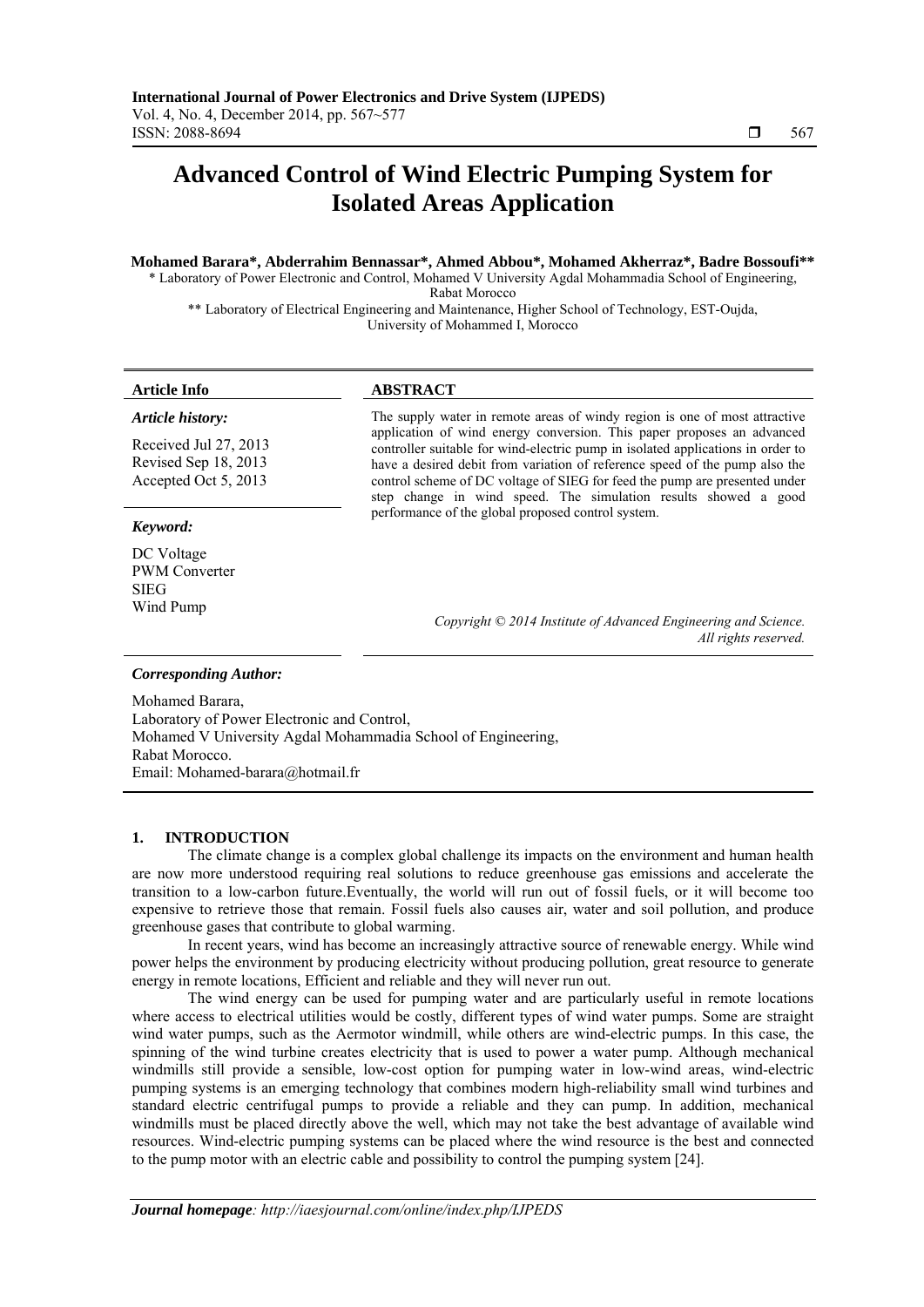# Advanced Control of Wind Electric Pumping System for Isolated Areas Application

**Mohamed Barara\*, Abderrahim Bennassar\*, Ahmed Abbou\*, Mohamed Akherraz\*, Badre Bossoufi\*\***

\* Laboratory of Power Electronic and Control, Mohamed V University Agdal Mohammadia School of Engineering, Rabat Morocco

\*\* Laboratory of Electrical Engineering and Maintenance, Higher School of Technology, EST-Oujda, University of Mohammed I, Morocco

| Article Info | ABSTRACT |
|---|---|
| ***Article history:*** Received Jul 27, 2013; Revised Sep 18, 2013; Accepted Oct 5, 2013 | The supply water in remote areas of windy region is one of most attractive application of wind energy conversion. This paper proposes an advanced controller suitable for wind-electric pump in isolated applications in order to have a desired debit from variation of reference speed of the pump also the control scheme of DC voltage of SIEG for feed the pump are presented under step change in wind speed. The simulation results showed a good performance of the global proposed control system. |
| ***Keyword:*** DC Voltage; PWM Converter; SIEG; Wind Pump | *Copyright © 2014 Institute of Advanced Engineering and Science. All rights reserved.* |

***Corresponding Author:***

Mohamed Barara,
Laboratory of Power Electronic and Control,
Mohamed V University Agdal Mohammadia School of Engineering,
Rabat Morocco.
Email: Mohamed-barara@hotmail.fr

## 1. INTRODUCTION

The climate change is a complex global challenge its impacts on the environment and human health are now more understood requiring real solutions to reduce greenhouse gas emissions and accelerate the transition to a low-carbon future.Eventually, the world will run out of fossil fuels, or it will become too expensive to retrieve those that remain. Fossil fuels also causes air, water and soil pollution, and produce greenhouse gases that contribute to global warming.

In recent years, wind has become an increasingly attractive source of renewable energy. While wind power helps the environment by producing electricity without producing pollution, great resource to generate energy in remote locations, Efficient and reliable and they will never run out.

The wind energy can be used for pumping water and are particularly useful in remote locations where access to electrical utilities would be costly, different types of wind water pumps. Some are straight wind water pumps, such as the Aermotor windmill, while others are wind-electric pumps. In this case, the spinning of the wind turbine creates electricity that is used to power a water pump. Although mechanical windmills still provide a sensible, low-cost option for pumping water in low-wind areas, wind-electric pumping systems is an emerging technology that combines modern high-reliability small wind turbines and standard electric centrifugal pumps to provide a reliable and they can pump. In addition, mechanical windmills must be placed directly above the well, which may not take the best advantage of available wind resources. Wind-electric pumping systems can be placed where the wind resource is the best and connected to the pump motor with an electric cable and possibility to control the pumping system [24].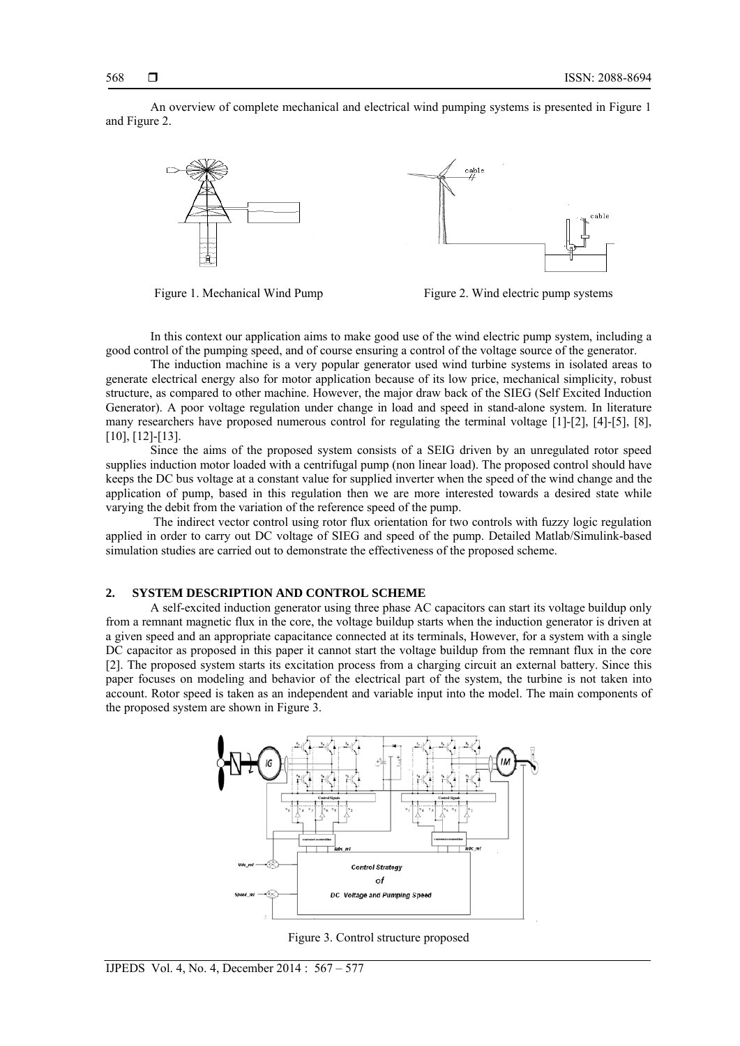An overview of complete mechanical and electrical wind pumping systems is presented in Figure 1 and Figure 2.

Figure 1. Mechanical Wind Pump

Figure 2. Wind electric pump systems

In this context our application aims to make good use of the wind electric pump system, including a good control of the pumping speed, and of course ensuring a control of the voltage source of the generator.

The induction machine is a very popular generator used wind turbine systems in isolated areas to generate electrical energy also for motor application because of its low price, mechanical simplicity, robust structure, as compared to other machine. However, the major draw back of the SIEG (Self Excited Induction Generator). A poor voltage regulation under change in load and speed in stand-alone system. In literature many researchers have proposed numerous control for regulating the terminal voltage [1]-[2], [4]-[5], [8], [10], [12]-[13].

Since the aims of the proposed system consists of a SEIG driven by an unregulated rotor speed supplies induction motor loaded with a centrifugal pump (non linear load). The proposed control should have keeps the DC bus voltage at a constant value for supplied inverter when the speed of the wind change and the application of pump, based in this regulation then we are more interested towards a desired state while varying the debit from the variation of the reference speed of the pump.

The indirect vector control using rotor flux orientation for two controls with fuzzy logic regulation applied in order to carry out DC voltage of SIEG and speed of the pump. Detailed Matlab/Simulink-based simulation studies are carried out to demonstrate the effectiveness of the proposed scheme.

## 2. SYSTEM DESCRIPTION AND CONTROL SCHEME

A self-excited induction generator using three phase AC capacitors can start its voltage buildup only from a remnant magnetic flux in the core, the voltage buildup starts when the induction generator is driven at a given speed and an appropriate capacitance connected at its terminals, However, for a system with a single DC capacitor as proposed in this paper it cannot start the voltage buildup from the remnant flux in the core [2]. The proposed system starts its excitation process from a charging circuit an external battery. Since this paper focuses on modeling and behavior of the electrical part of the system, the turbine is not taken into account. Rotor speed is taken as an independent and variable input into the model. The main components of the proposed system are shown in Figure 3.

Figure 3. Control structure proposed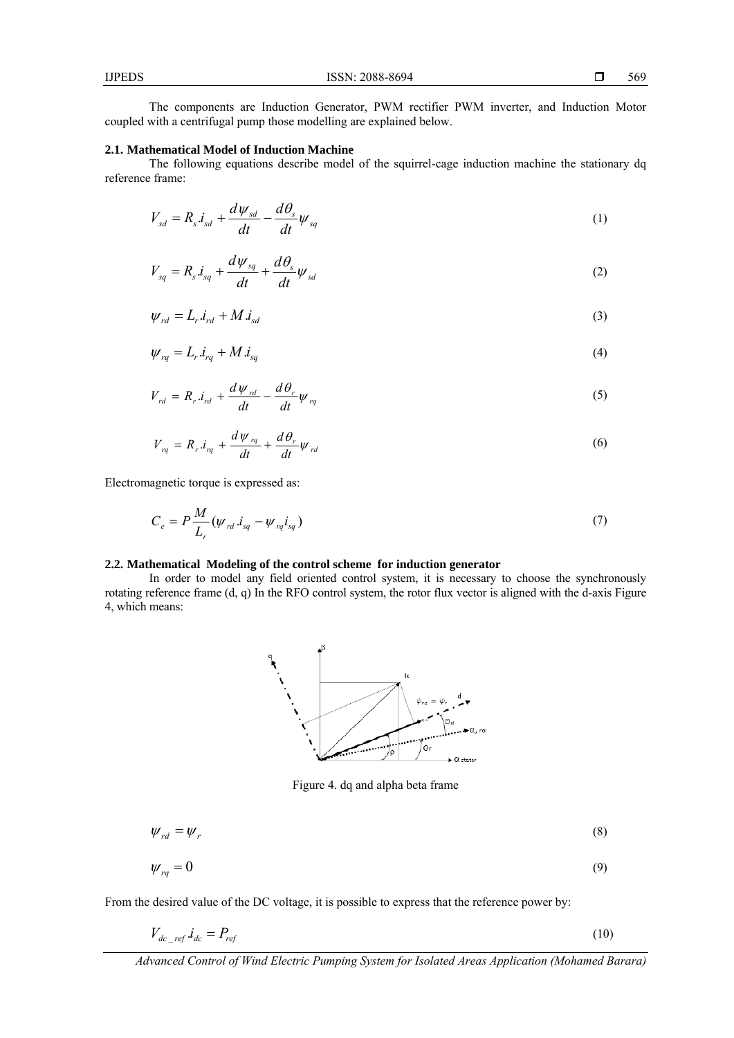The components are Induction Generator, PWM rectifier PWM inverter, and Induction Motor coupled with a centrifugal pump those modelling are explained below.

### 2.1. Mathematical Model of Induction Machine

The following equations describe model of the squirrel-cage induction machine the stationary dq reference frame:

$$V_{sd} = R_s.i_{sd} + \frac{d\psi_{sd}}{dt} - \frac{d\theta_s}{dt}\psi_{sq} \tag{1}$$

$$V_{sq} = R_s.i_{sq} + \frac{d\psi_{sq}}{dt} + \frac{d\theta_s}{dt}\psi_{sd} \tag{2}$$

$$\psi_{rd} = L_r.i_{rd} + M.i_{sd} \tag{3}$$

$$\psi_{rq} = L_r.i_{rq} + M.i_{sq} \tag{4}$$

$$V_{rd} = R_r.i_{rd} + \frac{d\psi_{rd}}{dt} - \frac{d\theta_r}{dt}\psi_{rq} \tag{5}$$

$$V_{rq} = R_r.i_{rq} + \frac{d\psi_{rq}}{dt} + \frac{d\theta_r}{dt}\psi_{rd} \tag{6}$$

Electromagnetic torque is expressed as:

$$C_e = P\frac{M}{L_r}(\psi_{rd}.i_{sq} - \psi_{rq}i_{sq}) \tag{7}$$

### 2.2. Mathematical Modeling of the control scheme for induction generator

In order to model any field oriented control system, it is necessary to choose the synchronously rotating reference frame (d, q) In the RFO control system, the rotor flux vector is aligned with the d-axis Figure 4, which means:

Figure 4. dq and alpha beta frame

$$\psi_{rd} = \psi_r \tag{8}$$

$$\psi_{rq} = 0 \tag{9}$$

From the desired value of the DC voltage, it is possible to express that the reference power by:

$$V_{dc\_ref}.i_{dc} = P_{ref} \tag{10}$$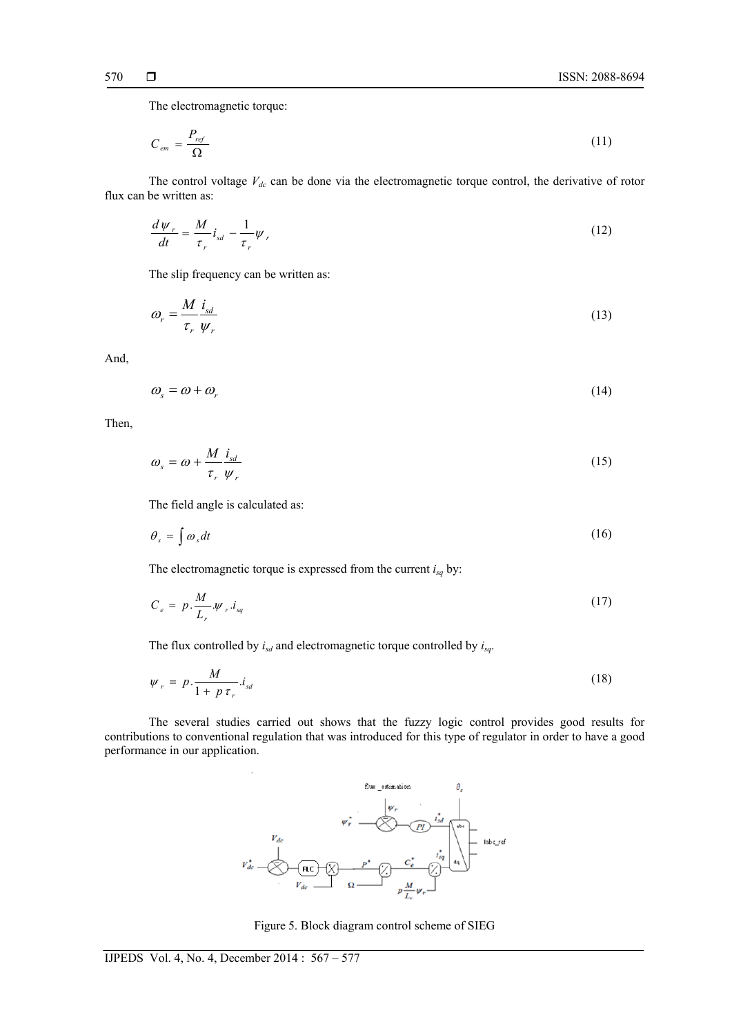The electromagnetic torque:

$$C_{em} = \frac{P_{ref}}{\Omega} \tag{11}$$

The control voltage $V_{dc}$ can be done via the electromagnetic torque control, the derivative of rotor flux can be written as:

$$\frac{d\psi_r}{dt} = \frac{M}{\tau_r} i_{sd} - \frac{1}{\tau_r} \psi_r \tag{12}$$

The slip frequency can be written as:

$$\omega_r = \frac{M}{\tau_r} \frac{i_{sd}}{\psi_r} \tag{13}$$

And,

$$\omega_s = \omega + \omega_r \tag{14}$$

Then,

$$\omega_s = \omega + \frac{M}{\tau_r} \frac{i_{sd}}{\psi_r} \tag{15}$$

The field angle is calculated as:

$$\theta_s = \int \omega_s dt \tag{16}$$

The electromagnetic torque is expressed from the current $i_{sq}$ by:

$$C_e = p.\frac{M}{L_r}.\psi_r.i_{sq} \tag{17}$$

The flux controlled by $i_{sd}$ and electromagnetic torque controlled by $i_{sq}$.

$$\psi_r = p.\frac{M}{1 + p\tau_r}.i_{sd} \tag{18}$$

The several studies carried out shows that the fuzzy logic control provides good results for contributions to conventional regulation that was introduced for this type of regulator in order to have a good performance in our application.

Figure 5. Block diagram control scheme of SIEG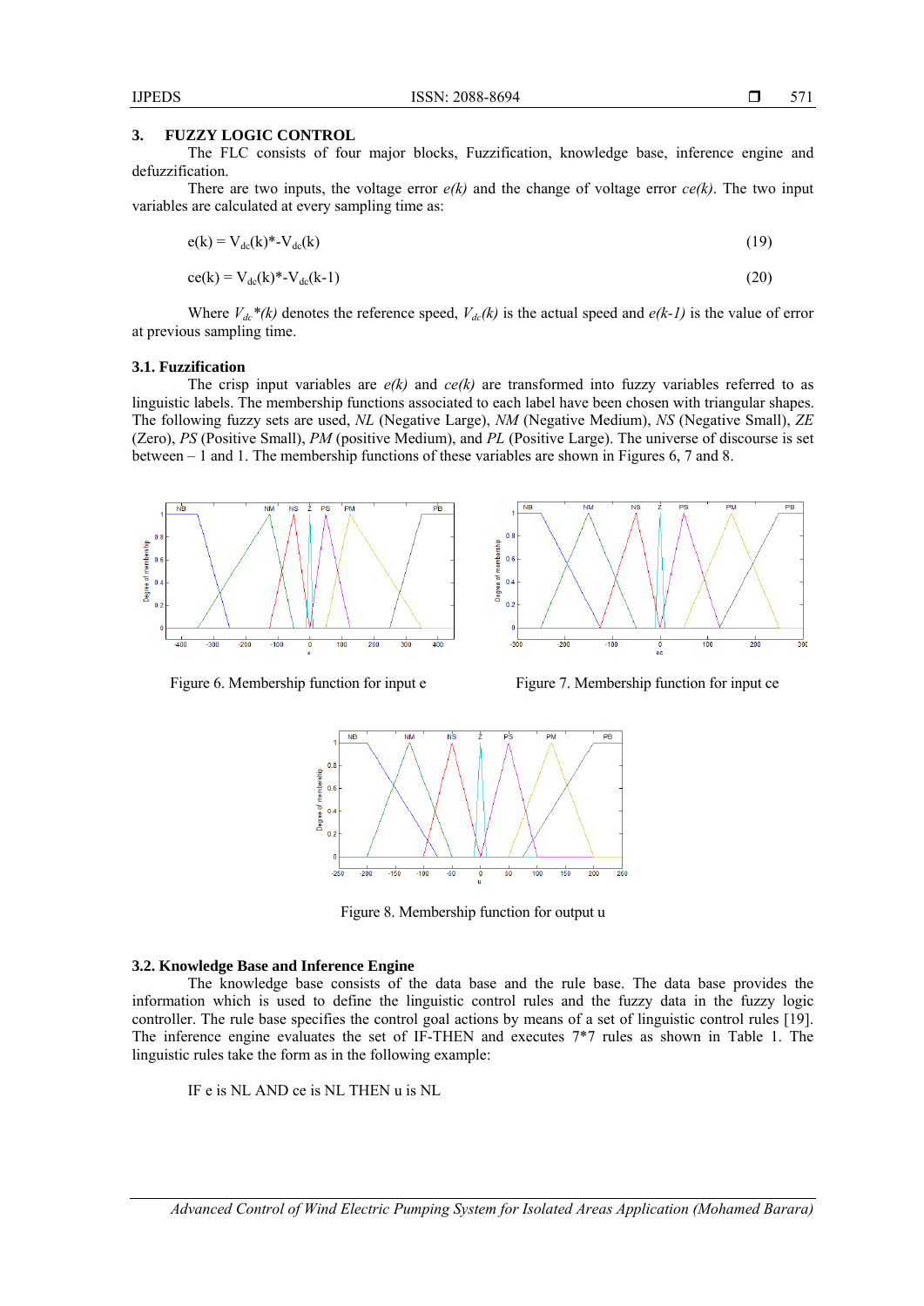## 3. FUZZY LOGIC CONTROL

The FLC consists of four major blocks, Fuzzification, knowledge base, inference engine and defuzzification.

There are two inputs, the voltage error *e(k)* and the change of voltage error *ce(k)*. The two input variables are calculated at every sampling time as:

$$e(k) = V_{dc}(k)^{*}-V_{dc}(k) \tag{19}$$

$$ce(k) = V_{dc}(k)^{*}-V_{dc}(k-1) \tag{20}$$

Where $V_{dc}{}^{*}(k)$ denotes the reference speed, $V_{dc}(k)$ is the actual speed and *e(k-1)* is the value of error at previous sampling time.

### 3.1. Fuzzification

The crisp input variables are *e(k)* and *ce(k)* are transformed into fuzzy variables referred to as linguistic labels. The membership functions associated to each label have been chosen with triangular shapes. The following fuzzy sets are used, *NL* (Negative Large), *NM* (Negative Medium), *NS* (Negative Small), *ZE* (Zero), *PS* (Positive Small), *PM* (positive Medium), and *PL* (Positive Large). The universe of discourse is set between – 1 and 1. The membership functions of these variables are shown in Figures 6, 7 and 8.

Figure 6. Membership function for input e

Figure 7. Membership function for input ce

Figure 8. Membership function for output u

### 3.2. Knowledge Base and Inference Engine

The knowledge base consists of the data base and the rule base. The data base provides the information which is used to define the linguistic control rules and the fuzzy data in the fuzzy logic controller. The rule base specifies the control goal actions by means of a set of linguistic control rules [19]. The inference engine evaluates the set of IF-THEN and executes 7*7 rules as shown in Table 1. The linguistic rules take the form as in the following example:

IF e is NL AND ce is NL THEN u is NL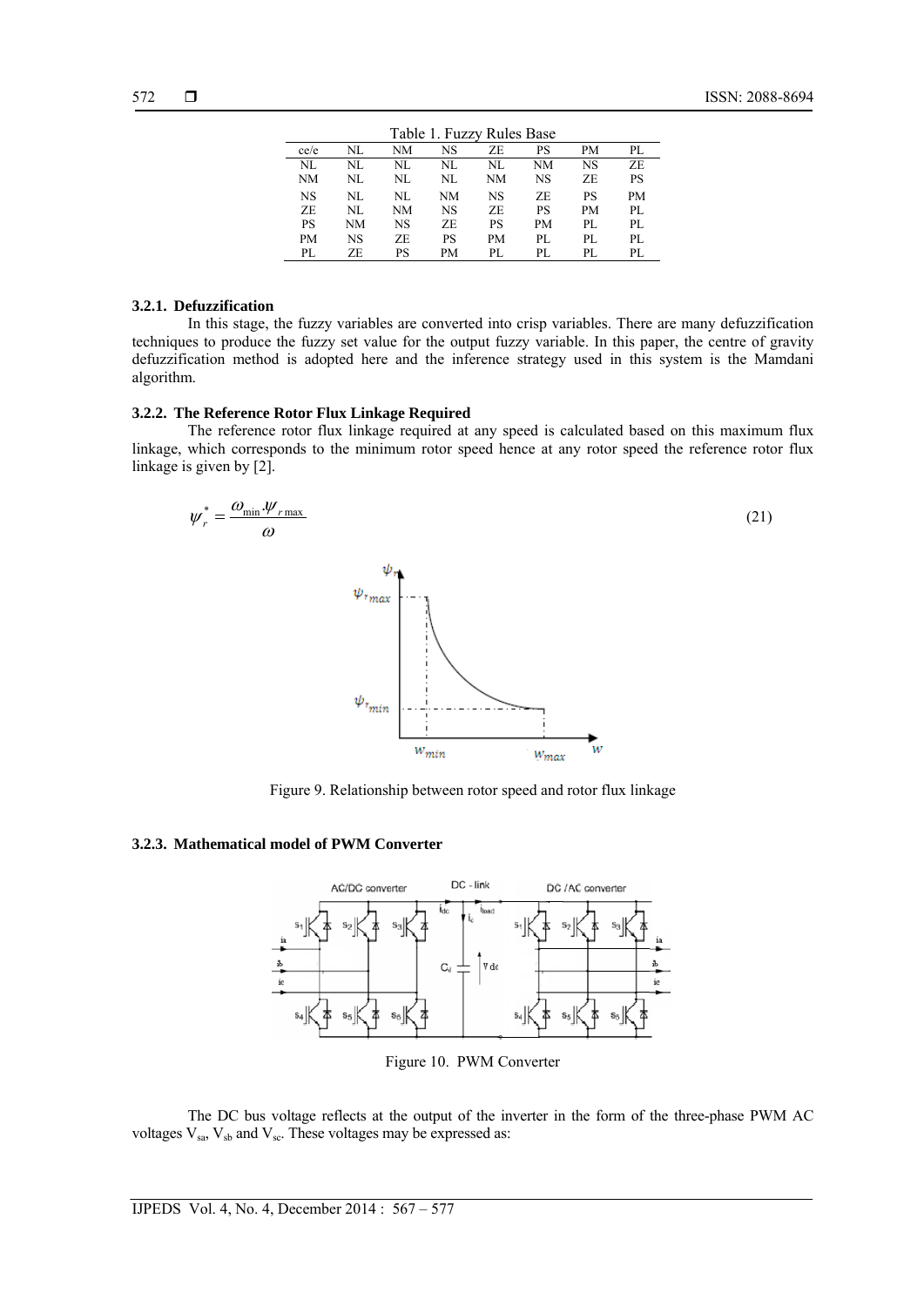Table 1. Fuzzy Rules Base

| ce/e | NL | NM | NS | ZE | PS | PM | PL |
|---|---|---|---|---|---|---|---|
| NL | NL | NL | NL | NL | NM | NS | ZE |
| NM | NL | NL | NL | NM | NS | ZE | PS |
| NS | NL | NL | NM | NS | ZE | PS | PM |
| ZE | NL | NM | NS | ZE | PS | PM | PL |
| PS | NM | NS | ZE | PS | PM | PL | PL |
| PM | NS | ZE | PS | PM | PL | PL | PL |
| PL | ZE | PS | PM | PL | PL | PL | PL |

#### 3.2.1. Defuzzification

In this stage, the fuzzy variables are converted into crisp variables. There are many defuzzification techniques to produce the fuzzy set value for the output fuzzy variable. In this paper, the centre of gravity defuzzification method is adopted here and the inference strategy used in this system is the Mamdani algorithm.

#### 3.2.2. The Reference Rotor Flux Linkage Required

The reference rotor flux linkage required at any speed is calculated based on this maximum flux linkage, which corresponds to the minimum rotor speed hence at any rotor speed the reference rotor flux linkage is given by [2].

$$\psi_r^* = \frac{\omega_{\min} \cdot \psi_{r\max}}{\omega} \tag{21}$$

Figure 9. Relationship between rotor speed and rotor flux linkage

#### 3.2.3. Mathematical model of PWM Converter

Figure 10. PWM Converter

The DC bus voltage reflects at the output of the inverter in the form of the three-phase PWM AC voltages $V_{sa}$, $V_{sb}$ and $V_{sc}$. These voltages may be expressed as: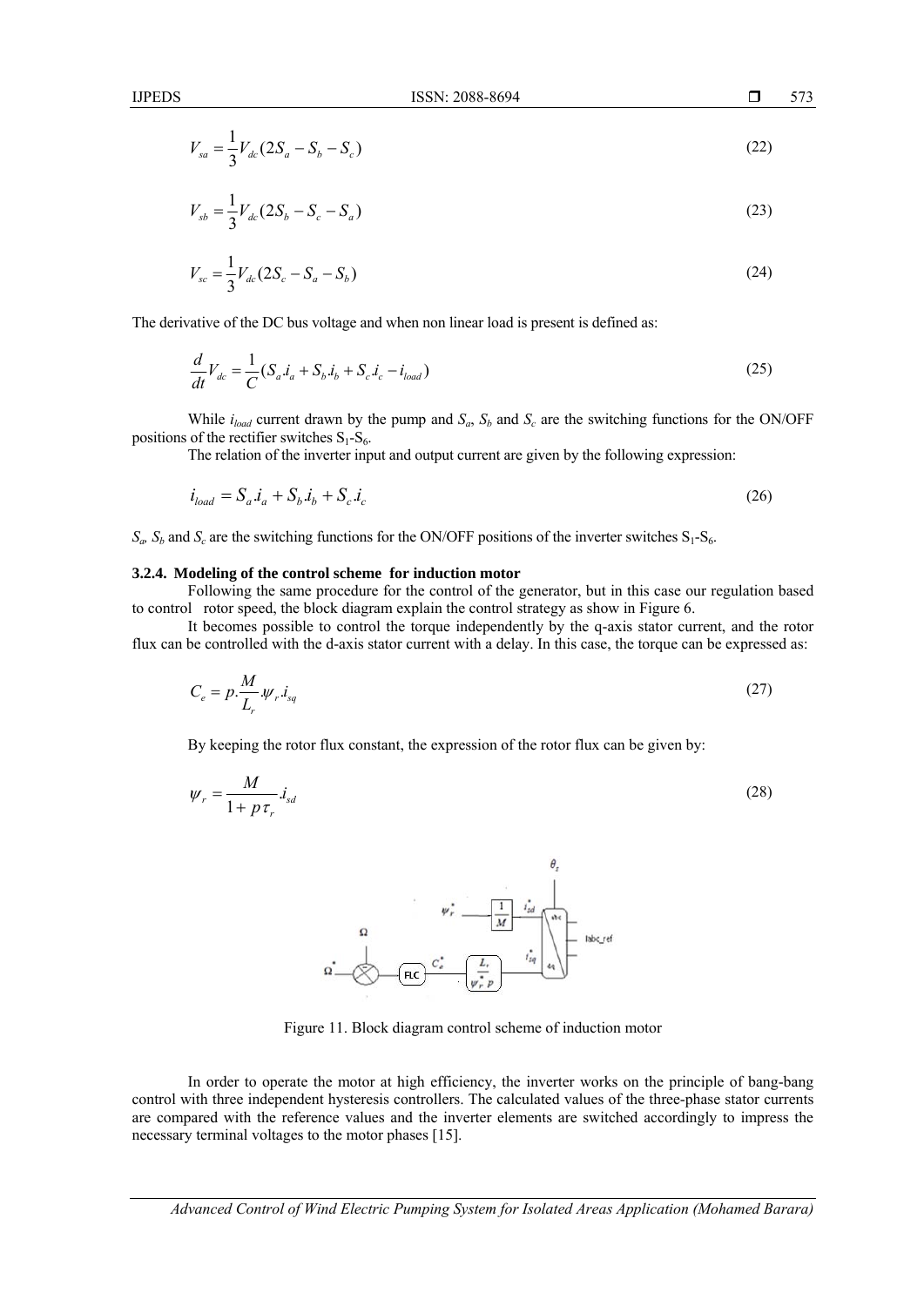$$V_{sa} = \frac{1}{3}V_{dc}(2S_a - S_b - S_c) \tag{22}$$

$$V_{sb} = \frac{1}{3}V_{dc}(2S_b - S_c - S_a) \tag{23}$$

$$V_{sc} = \frac{1}{3}V_{dc}(2S_c - S_a - S_b) \tag{24}$$

The derivative of the DC bus voltage and when non linear load is present is defined as:

$$\frac{d}{dt}V_{dc} = \frac{1}{C}(S_a.i_a + S_b.i_b + S_c.i_c - i_{load}) \tag{25}$$

While $i_{load}$ current drawn by the pump and $S_a$, $S_b$ and $S_c$ are the switching functions for the ON/OFF positions of the rectifier switches $S_1$-$S_6$.

The relation of the inverter input and output current are given by the following expression:

$$i_{load} = S_a.i_a + S_b.i_b + S_c.i_c \tag{26}$$

$S_a$, $S_b$ and $S_c$ are the switching functions for the ON/OFF positions of the inverter switches $S_1$-$S_6$.

### 3.2.4. Modeling of the control scheme for induction motor

Following the same procedure for the control of the generator, but in this case our regulation based to control rotor speed, the block diagram explain the control strategy as show in Figure 6.

It becomes possible to control the torque independently by the q-axis stator current, and the rotor flux can be controlled with the d-axis stator current with a delay. In this case, the torque can be expressed as:

$$C_e = p.\frac{M}{L_r}.\psi_r.i_{sq} \tag{27}$$

By keeping the rotor flux constant, the expression of the rotor flux can be given by:

$$\psi_r = \frac{M}{1 + p\tau_r}.i_{sd} \tag{28}$$

Figure 11. Block diagram control scheme of induction motor

In order to operate the motor at high efficiency, the inverter works on the principle of bang-bang control with three independent hysteresis controllers. The calculated values of the three-phase stator currents are compared with the reference values and the inverter elements are switched accordingly to impress the necessary terminal voltages to the motor phases [15].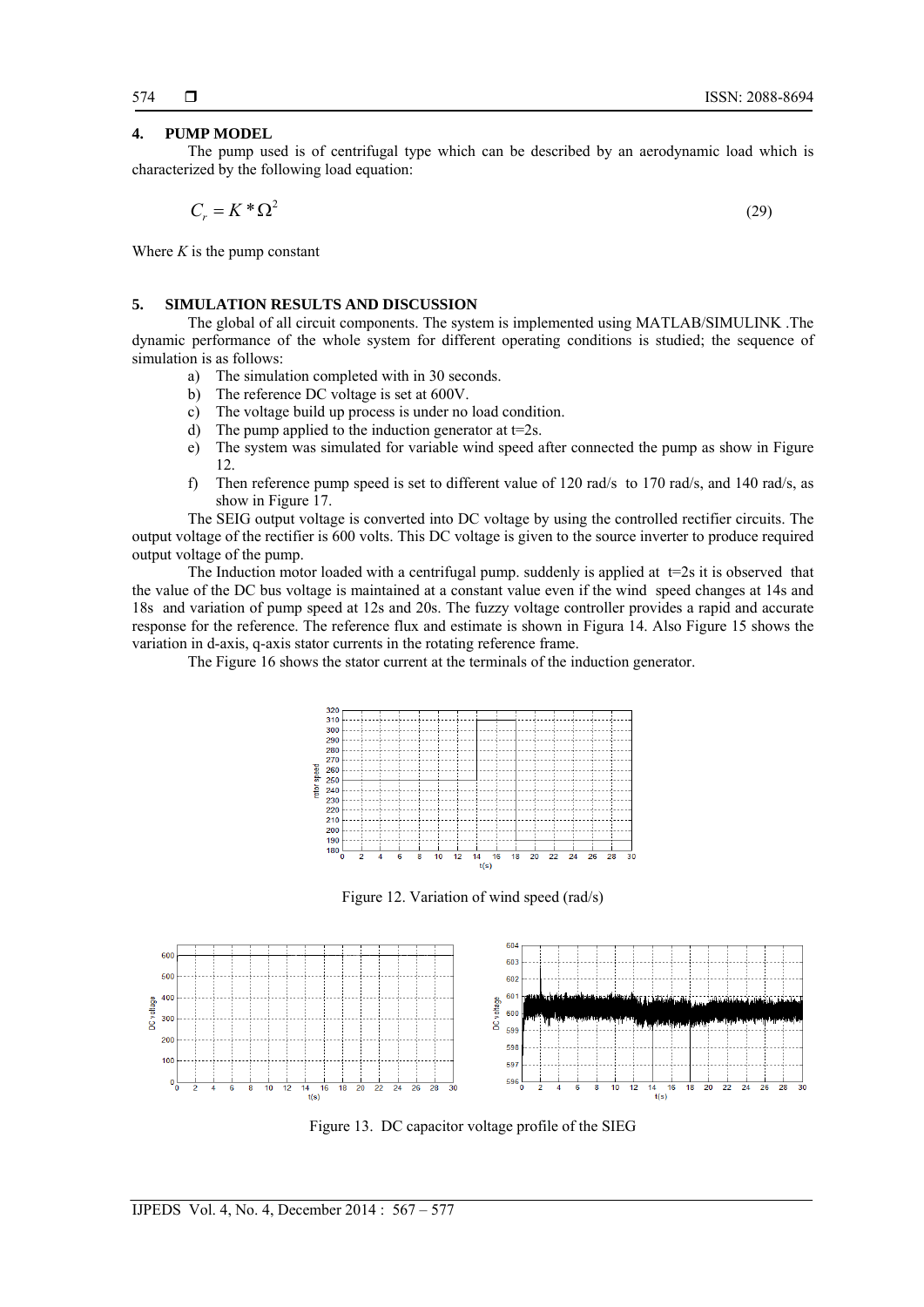## 4. PUMP MODEL

The pump used is of centrifugal type which can be described by an aerodynamic load which is characterized by the following load equation:

$$C_r = K * \Omega^2 \tag{29}$$

Where $K$ is the pump constant

## 5. SIMULATION RESULTS AND DISCUSSION

The global of all circuit components. The system is implemented using MATLAB/SIMULINK .The dynamic performance of the whole system for different operating conditions is studied; the sequence of simulation is as follows:

a) The simulation completed with in 30 seconds.
b) The reference DC voltage is set at 600V.
c) The voltage build up process is under no load condition.
d) The pump applied to the induction generator at t=2s.
e) The system was simulated for variable wind speed after connected the pump as show in Figure 12.
f) Then reference pump speed is set to different value of 120 rad/s to 170 rad/s, and 140 rad/s, as show in Figure 17.

The SEIG output voltage is converted into DC voltage by using the controlled rectifier circuits. The output voltage of the rectifier is 600 volts. This DC voltage is given to the source inverter to produce required output voltage of the pump.

The Induction motor loaded with a centrifugal pump. suddenly is applied at t=2s it is observed that the value of the DC bus voltage is maintained at a constant value even if the wind speed changes at 14s and 18s and variation of pump speed at 12s and 20s. The fuzzy voltage controller provides a rapid and accurate response for the reference. The reference flux and estimate is shown in Figura 14. Also Figure 15 shows the variation in d-axis, q-axis stator currents in the rotating reference frame.

The Figure 16 shows the stator current at the terminals of the induction generator.

Figure 12. Variation of wind speed (rad/s)

Figure 13. DC capacitor voltage profile of the SIEG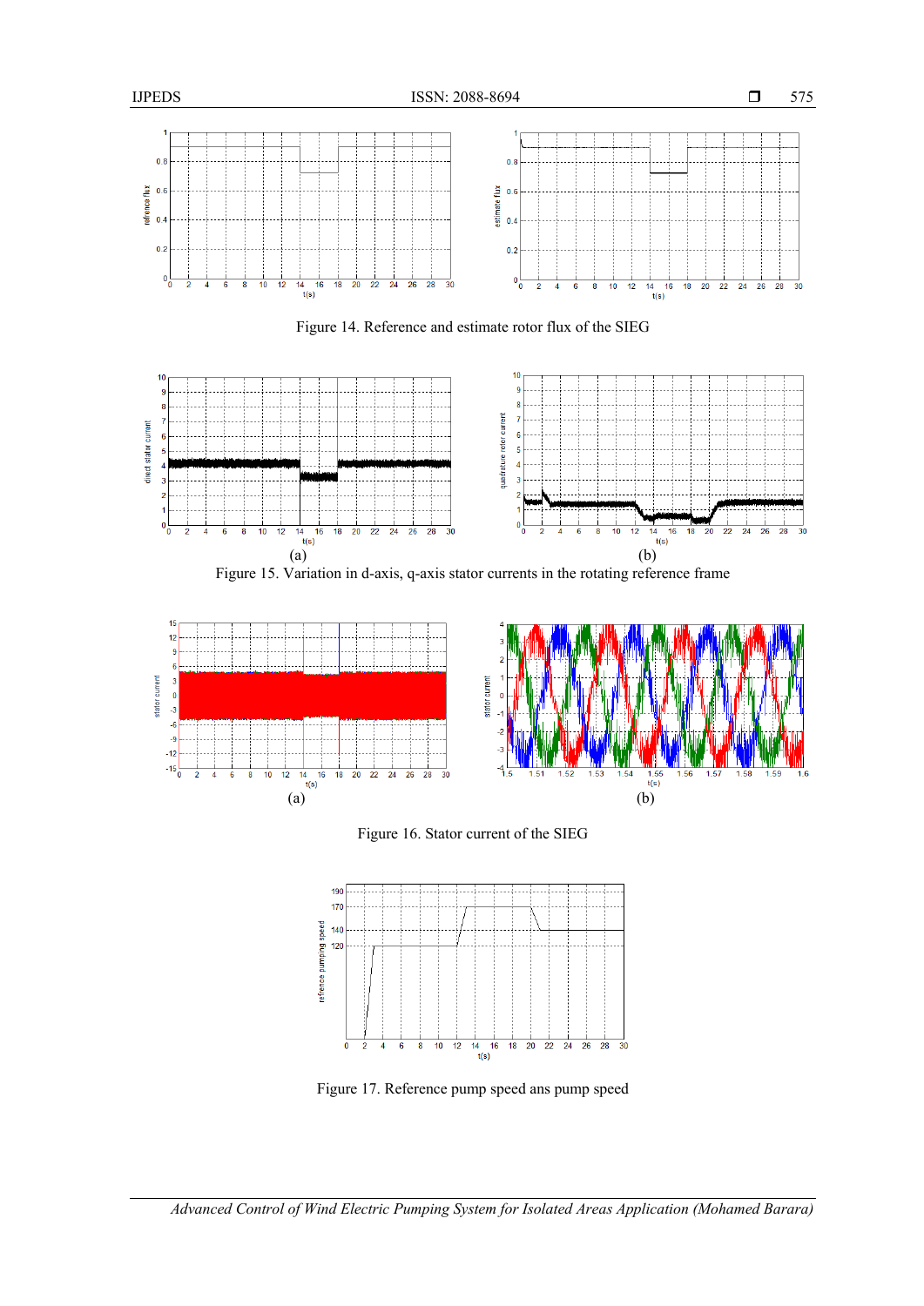Figure 14. Reference and estimate rotor flux of the SIEG

(a) (b)

Figure 15. Variation in d-axis, q-axis stator currents in the rotating reference frame

(a) (b)

Figure 16. Stator current of the SIEG

Figure 17. Reference pump speed ans pump speed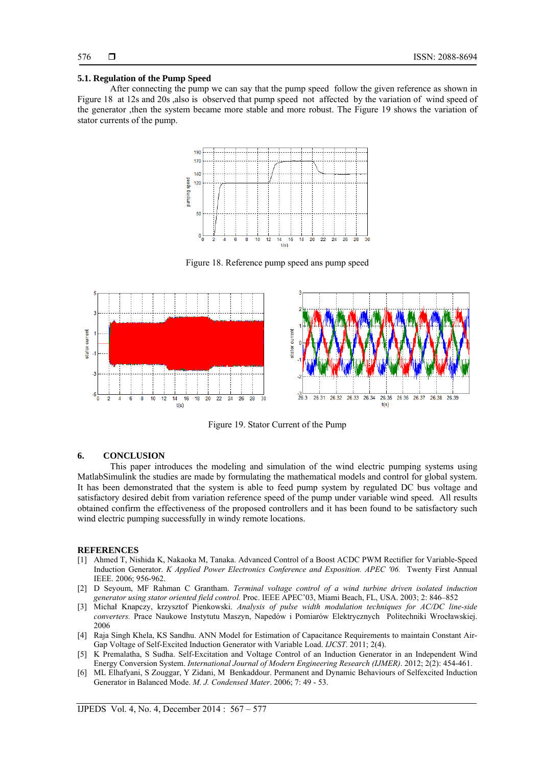### 5.1. Regulation of the Pump Speed

After connecting the pump we can say that the pump speed follow the given reference as shown in Figure 18 at 12s and 20s ,also is observed that pump speed not affected by the variation of wind speed of the generator ,then the system became more stable and more robust. The Figure 19 shows the variation of stator currents of the pump.

Figure 18. Reference pump speed ans pump speed

Figure 19. Stator Current of the Pump

## 6. CONCLUSION

This paper introduces the modeling and simulation of the wind electric pumping systems using MatlabSimulink the studies are made by formulating the mathematical models and control for global system. It has been demonstrated that the system is able to feed pump system by regulated DC bus voltage and satisfactory desired debit from variation reference speed of the pump under variable wind speed. All results obtained confirm the effectiveness of the proposed controllers and it has been found to be satisfactory such wind electric pumping successfully in windy remote locations.

## REFERENCES

[1] Ahmed T, Nishida K, Nakaoka M, Tanaka. Advanced Control of a Boost ACDC PWM Rectifier for Variable-Speed Induction Generator. *K Applied Power Electronics Conference and Exposition. APEC '06.* Twenty First Annual IEEE. 2006; 956-962.

[2] D Seyoum, MF Rahman C Grantham. *Terminal voltage control of a wind turbine driven isolated induction generator using stator oriented field control.* Proc. IEEE APEC'03, Miami Beach, FL, USA. 2003; 2: 846–852

[3] Michał Knapczy, krzysztof Pienkowski. *Analysis of pulse width modulation techniques for AC/DC line-side converters.* Prace Naukowe Instytutu Maszyn, Napedów i Pomiarów Elektrycznych Politechniki Wrocławskiej. 2006

[4] Raja Singh Khela, KS Sandhu. ANN Model for Estimation of Capacitance Requirements to maintain Constant Air-Gap Voltage of Self-Excited Induction Generator with Variable Load. *IJCST*. 2011; 2(4).

[5] K Premalatha, S Sudha. Self-Excitation and Voltage Control of an Induction Generator in an Independent Wind Energy Conversion System. *International Journal of Modern Engineering Research (IJMER)*. 2012; 2(2): 454-461.

[6] ML Elhafyani, S Zouggar, Y Zidani, M Benkaddour. Permanent and Dynamic Behaviours of Selfexcited Induction Generator in Balanced Mode. *M. J. Condensed Mater*. 2006; 7: 49 - 53.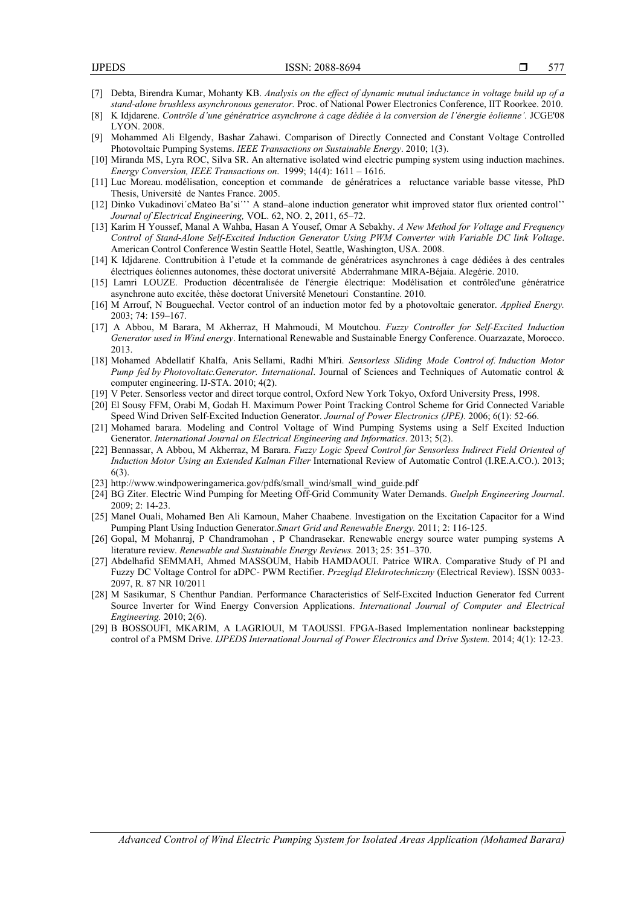[7] Debta, Birendra Kumar, Mohanty KB. *Analysis on the effect of dynamic mutual inductance in voltage build up of a stand-alone brushless asynchronous generator.* Proc. of National Power Electronics Conference, IIT Roorkee. 2010.

[8] K Idjdarene. *Contrôle d'une génératrice asynchrone à cage dédiée à la conversion de l'énergie éolienne'.* JCGE'08 LYON. 2008.

[9] Mohammed Ali Elgendy, Bashar Zahawi. Comparison of Directly Connected and Constant Voltage Controlled Photovoltaic Pumping Systems. *IEEE Transactions on Sustainable Energy*. 2010; 1(3).

[10] Miranda MS, Lyra ROC, Silva SR. An alternative isolated wind electric pumping system using induction machines. *Energy Conversion, IEEE Transactions on.* 1999; 14(4): 1611 – 1616.

[11] Luc Moreau. modélisation, conception et commande de génératrices a reluctance variable basse vitesse, PhD Thesis, Université de Nantes France. 2005.

[12] Dinko Vukadinoviˊc Mateo Baˇsiˊ'' A stand–alone induction generator whit improved stator flux oriented control'' *Journal of Electrical Engineering,* VOL. 62, NO. 2, 2011, 65–72.

[13] Karim H Youssef, Manal A Wahba, Hasan A Yousef, Omar A Sebakhy. *A New Method for Voltage and Frequency Control of Stand-Alone Self-Excited Induction Generator Using PWM Converter with Variable DC link Voltage*. American Control Conference Westin Seattle Hotel, Seattle, Washington, USA. 2008.

[14] K Idjdarene. Conttrubition à l'etude et la commande de génératrices asynchrones à cage dédiées à des centrales électriques éoliennes autonomes, thèse doctorat université Abderrahmane MIRA-Béjaia. Alegérie. 2010.

[15] Lamri LOUZE. Production décentralisée de l'énergie électrique: Modélisation et contrôled'une génératrice asynchrone auto excitée, thèse doctorat Université Menetouri Constantine. 2010.

[16] M Arrouf, N Bouguechal. Vector control of an induction motor fed by a photovoltaic generator. *Applied Energy.* 2003; 74: 159–167.

[17] A Abbou, M Barara, M Akherraz, H Mahmoudi, M Moutchou. *Fuzzy Controller for Self-Excited Induction Generator used in Wind energy*. International Renewable and Sustainable Energy Conference. Ouarzazate, Morocco. 2013.

[18] Mohamed Abdellatif Khalfa, Anis Sellami, Radhi M'hiri. *Sensorless Sliding Mode Control of Induction Motor Pump fed by Photovoltaic.Generator. International*. Journal of Sciences and Techniques of Automatic control & computer engineering. IJ-STA. 2010; 4(2).

[19] V Peter. Sensorless vector and direct torque control, Oxford New York Tokyo, Oxford University Press, 1998.

[20] El Sousy FFM, Orabi M, Godah H. Maximum Power Point Tracking Control Scheme for Grid Connected Variable Speed Wind Driven Self-Excited Induction Generator. *Journal of Power Electronics (JPE).* 2006; 6(1): 52-66.

[21] Mohamed barara. Modeling and Control Voltage of Wind Pumping Systems using a Self Excited Induction Generator. *International Journal on Electrical Engineering and Informatics*. 2013; 5(2).

[22] Bennassar, A Abbou, M Akherraz, M Barara. *Fuzzy Logic Speed Control for Sensorless Indirect Field Oriented of Induction Motor Using an Extended Kalman Filter* International Review of Automatic Control (I.RE.A.CO.). 2013; 6(3).

[23] http://www.windpoweringamerica.gov/pdfs/small_wind/small_wind_guide.pdf

[24] BG Ziter. Electric Wind Pumping for Meeting Off-Grid Community Water Demands. *Guelph Engineering Journal*. 2009; 2: 14-23.

[25] Manel Ouali, Mohamed Ben Ali Kamoun, Maher Chaabene. Investigation on the Excitation Capacitor for a Wind Pumping Plant Using Induction Generator.*Smart Grid and Renewable Energy.* 2011; 2: 116-125.

[26] Gopal, M Mohanraj, P Chandramohan , P Chandrasekar. Renewable energy source water pumping systems A literature review. *Renewable and Sustainable Energy Reviews.* 2013; 25: 351–370.

[27] Abdelhafid SEMMAH, Ahmed MASSOUM, Habib HAMDAOUI. Patrice WIRA. Comparative Study of PI and Fuzzy DC Voltage Control for aDPC- PWM Rectifier. *Przegląd Elektrotechniczny* (Electrical Review). ISSN 0033-2097, R. 87 NR 10/2011

[28] M Sasikumar, S Chenthur Pandian. Performance Characteristics of Self-Excited Induction Generator fed Current Source Inverter for Wind Energy Conversion Applications. *International Journal of Computer and Electrical Engineering.* 2010; 2(6).

[29] B BOSSOUFI, MKARIM, A LAGRIOUI, M TAOUSSI. FPGA-Based Implementation nonlinear backstepping control of a PMSM Drive. *IJPEDS International Journal of Power Electronics and Drive System.* 2014; 4(1): 12-23.